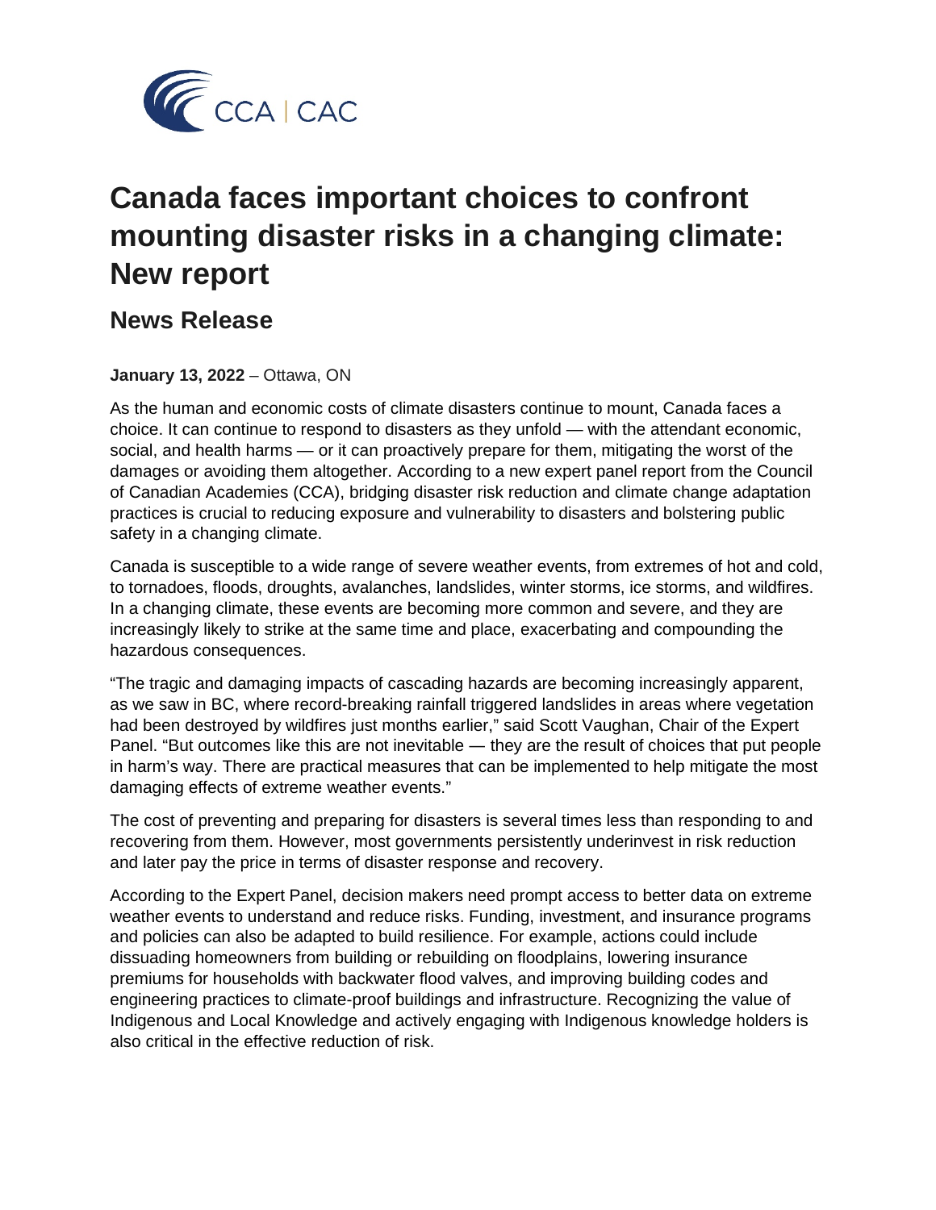CCA | CAC

# Canada faces important choices to confront mounting disaster risks in a changing climate: New report

## News Release

**January 13, 2022** – Ottawa, ON

As the human and economic costs of climate disasters continue to mount, Canada faces a choice. It can continue to respond to disasters as they unfold — with the attendant economic, social, and health harms — or it can proactively prepare for them, mitigating the worst of the damages or avoiding them altogether. According to a new expert panel report from the Council of Canadian Academies (CCA), bridging disaster risk reduction and climate change adaptation practices is crucial to reducing exposure and vulnerability to disasters and bolstering public safety in a changing climate.

Canada is susceptible to a wide range of severe weather events, from extremes of hot and cold, to tornadoes, floods, droughts, avalanches, landslides, winter storms, ice storms, and wildfires. In a changing climate, these events are becoming more common and severe, and they are increasingly likely to strike at the same time and place, exacerbating and compounding the hazardous consequences.

"The tragic and damaging impacts of cascading hazards are becoming increasingly apparent, as we saw in BC, where record-breaking rainfall triggered landslides in areas where vegetation had been destroyed by wildfires just months earlier," said Scott Vaughan, Chair of the Expert Panel. "But outcomes like this are not inevitable — they are the result of choices that put people in harm's way. There are practical measures that can be implemented to help mitigate the most damaging effects of extreme weather events."

The cost of preventing and preparing for disasters is several times less than responding to and recovering from them. However, most governments persistently underinvest in risk reduction and later pay the price in terms of disaster response and recovery.

According to the Expert Panel, decision makers need prompt access to better data on extreme weather events to understand and reduce risks. Funding, investment, and insurance programs and policies can also be adapted to build resilience. For example, actions could include dissuading homeowners from building or rebuilding on floodplains, lowering insurance premiums for households with backwater flood valves, and improving building codes and engineering practices to climate-proof buildings and infrastructure. Recognizing the value of Indigenous and Local Knowledge and actively engaging with Indigenous knowledge holders is also critical in the effective reduction of risk.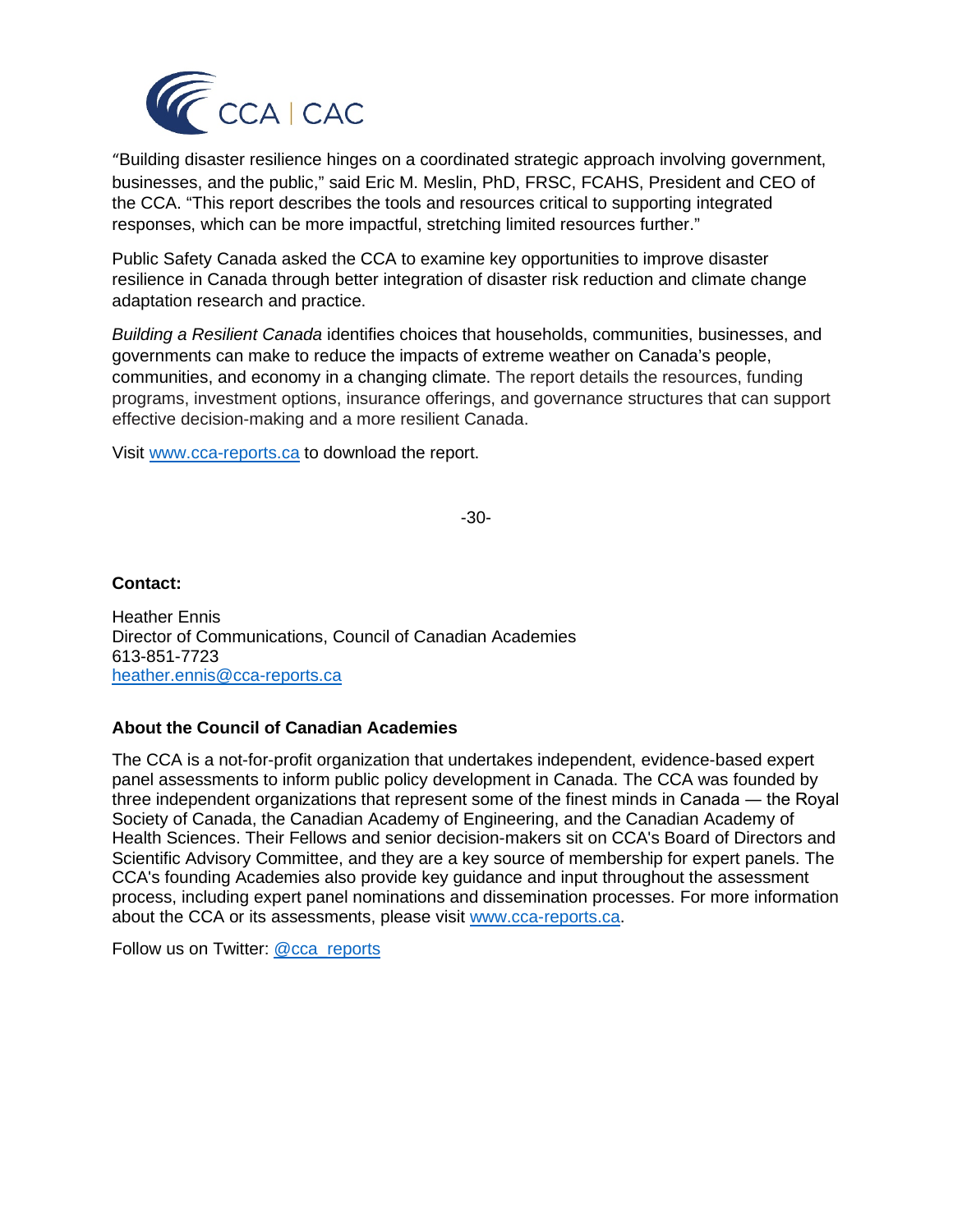"Building disaster resilience hinges on a coordinated strategic approach involving government, businesses, and the public," said Eric M. Meslin, PhD, FRSC, FCAHS, President and CEO of the CCA. "This report describes the tools and resources critical to supporting integrated responses, which can be more impactful, stretching limited resources further."

Public Safety Canada asked the CCA to examine key opportunities to improve disaster resilience in Canada through better integration of disaster risk reduction and climate change adaptation research and practice.

*Building a Resilient Canada* identifies choices that households, communities, businesses, and governments can make to reduce the impacts of extreme weather on Canada's people, communities, and economy in a changing climate. The report details the resources, funding programs, investment options, insurance offerings, and governance structures that can support effective decision-making and a more resilient Canada.

Visit [www.cca-reports.ca](http://www.cca-reports.ca) to download the report.

-30-

**Contact:**

Heather Ennis
Director of Communications, Council of Canadian Academies
613-851-7723
[heather.ennis@cca-reports.ca](mailto:heather.ennis@cca-reports.ca)

**About the Council of Canadian Academies**

The CCA is a not-for-profit organization that undertakes independent, evidence-based expert panel assessments to inform public policy development in Canada. The CCA was founded by three independent organizations that represent some of the finest minds in Canada — the Royal Society of Canada, the Canadian Academy of Engineering, and the Canadian Academy of Health Sciences. Their Fellows and senior decision-makers sit on CCA's Board of Directors and Scientific Advisory Committee, and they are a key source of membership for expert panels. The CCA's founding Academies also provide key guidance and input throughout the assessment process, including expert panel nominations and dissemination processes. For more information about the CCA or its assessments, please visit [www.cca-reports.ca](http://www.cca-reports.ca).

Follow us on Twitter: [@cca_reports](https://twitter.com/cca_reports)